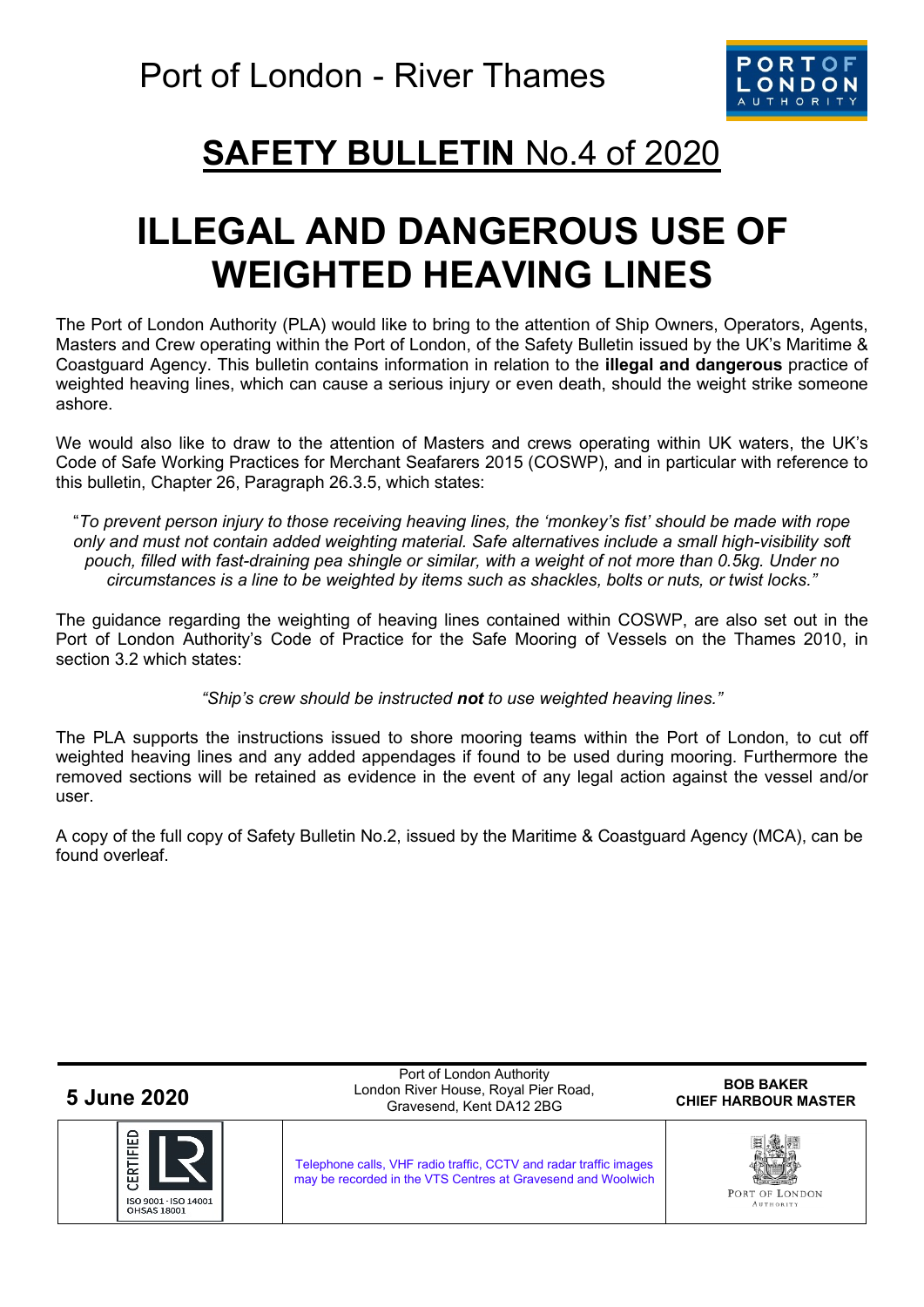Port of London - River Thames

# **SAFETY BULLETIN** No.4 of 2020

# ILLEGAL AND DANGEROUS USE OF WEIGHTED HEAVING LINES

The Port of London Authority (PLA) would like to bring to the attention of Ship Owners, Operators, Agents, Masters and Crew operating within the Port of London, of the Safety Bulletin issued by the UK's Maritime & Coastguard Agency. This bulletin contains information in relation to the **illegal and dangerous** practice of weighted heaving lines, which can cause a serious injury or even death, should the weight strike someone ashore.

We would also like to draw to the attention of Masters and crews operating within UK waters, the UK's Code of Safe Working Practices for Merchant Seafarers 2015 (COSWP), and in particular with reference to this bulletin, Chapter 26, Paragraph 26.3.5, which states:

"*To prevent person injury to those receiving heaving lines, the 'monkey's fist' should be made with rope only and must not contain added weighting material. Safe alternatives include a small high-visibility soft pouch, filled with fast-draining pea shingle or similar, with a weight of not more than 0.5kg. Under no circumstances is a line to be weighted by items such as shackles, bolts or nuts, or twist locks."*

The guidance regarding the weighting of heaving lines contained within COSWP, are also set out in the Port of London Authority's Code of Practice for the Safe Mooring of Vessels on the Thames 2010, in section 3.2 which states:

*"Ship's crew should be instructed **not** to use weighted heaving lines."*

The PLA supports the instructions issued to shore mooring teams within the Port of London, to cut off weighted heaving lines and any added appendages if found to be used during mooring. Furthermore the removed sections will be retained as evidence in the event of any legal action against the vessel and/or user.

A copy of the full copy of Safety Bulletin No.2, issued by the Maritime & Coastguard Agency (MCA), can be found overleaf.

| **5 June 2020** | Port of London Authority<br>London River House, Royal Pier Road,<br>Gravesend, Kent DA12 2BG | **BOB BAKER**<br>**CHIEF HARBOUR MASTER** |
|---|---|---|
| CERTIFIED ISO 9001 · ISO 14001 OHSAS 18001 | Telephone calls, VHF radio traffic, CCTV and radar traffic images may be recorded in the VTS Centres at Gravesend and Woolwich | PORT OF LONDON AUTHORITY |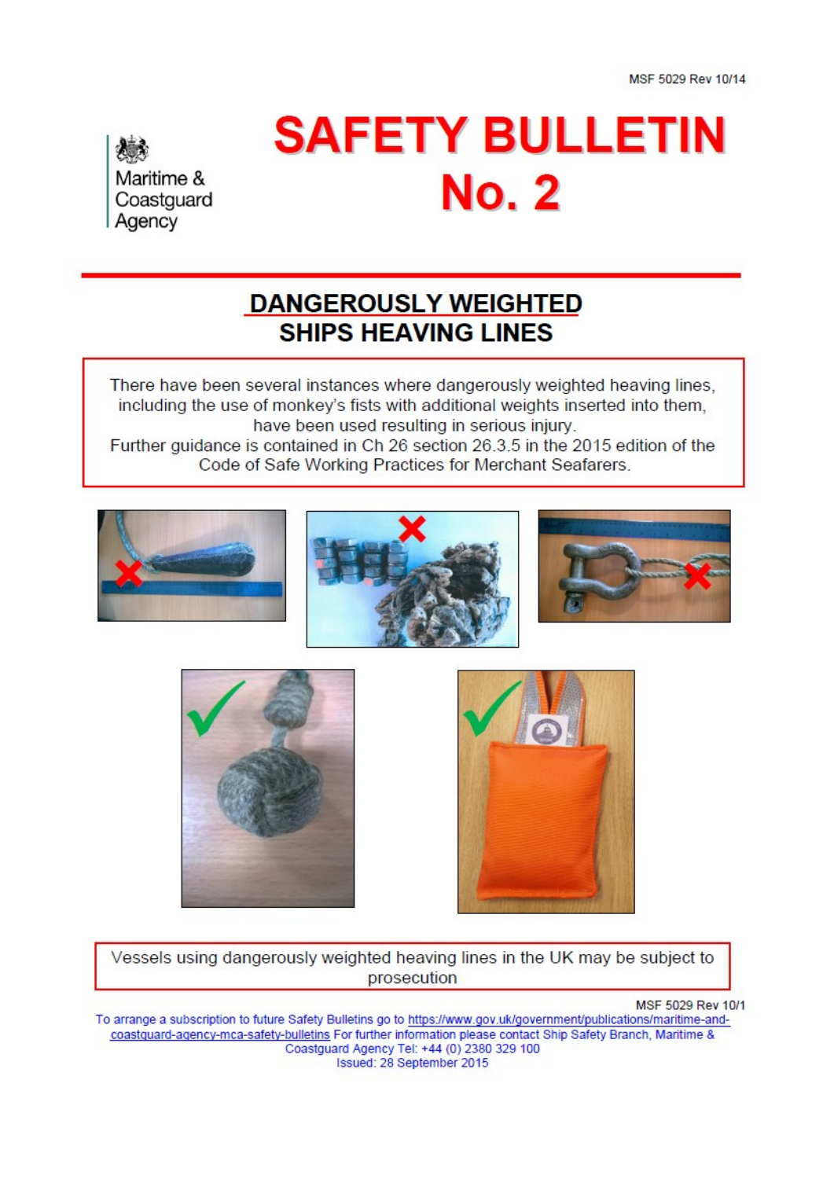MSF 5029 Rev 10/14

Maritime & Coastguard Agency

# SAFETY BULLETIN No. 2

## DANGEROUSLY WEIGHTED SHIPS HEAVING LINES

There have been several instances where dangerously weighted heaving lines, including the use of monkey's fists with additional weights inserted into them, have been used resulting in serious injury.
Further guidance is contained in Ch 26 section 26.3.5 in the 2015 edition of the Code of Safe Working Practices for Merchant Seafarers.

Vessels using dangerously weighted heaving lines in the UK may be subject to prosecution

MSF 5029 Rev 10/1

To arrange a subscription to future Safety Bulletins go to https://www.gov.uk/government/publications/maritime-and-coastguard-agency-mca-safety-bulletins For further information please contact Ship Safety Branch, Maritime & Coastguard Agency Tel: +44 (0) 2380 329 100
Issued: 28 September 2015